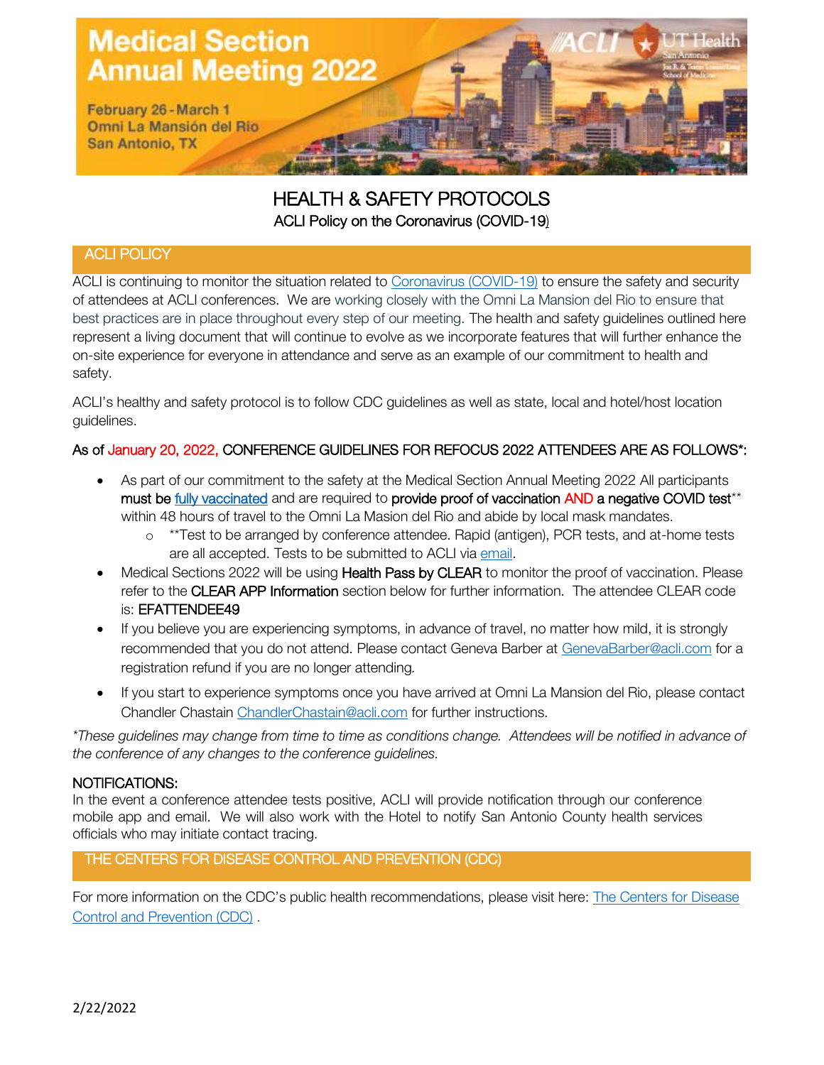# Medical Section Annual Meeting 2022

February 26 - March 1
Omni La Mansión del Rio
San Antonio, TX

## HEALTH & SAFETY PROTOCOLS

ACLI Policy on the Coronavirus (COVID-19)

### ACLI POLICY

ACLI is continuing to monitor the situation related to Coronavirus (COVID-19) to ensure the safety and security of attendees at ACLI conferences. We are working closely with the Omni La Mansion del Rio to ensure that best practices are in place throughout every step of our meeting. The health and safety guidelines outlined here represent a living document that will continue to evolve as we incorporate features that will further enhance the on-site experience for everyone in attendance and serve as an example of our commitment to health and safety.

ACLI's healthy and safety protocol is to follow CDC guidelines as well as state, local and hotel/host location guidelines.

As of January 20, 2022, CONFERENCE GUIDELINES FOR REFOCUS 2022 ATTENDEES ARE AS FOLLOWS*:

- As part of our commitment to the safety at the Medical Section Annual Meeting 2022 All participants **must be fully vaccinated** and are required to **provide proof of vaccination AND a negative COVID test**** within 48 hours of travel to the Omni La Masion del Rio and abide by local mask mandates.
  - **Test to be arranged by conference attendee. Rapid (antigen), PCR tests, and at-home tests are all accepted. Tests to be submitted to ACLI via email.
- Medical Sections 2022 will be using **Health Pass by CLEAR** to monitor the proof of vaccination. Please refer to the **CLEAR APP Information** section below for further information. The attendee CLEAR code is: **EFATTENDEE49**
- If you believe you are experiencing symptoms, in advance of travel, no matter how mild, it is strongly recommended that you do not attend. Please contact Geneva Barber at GenevaBarber@acli.com for a registration refund if you are no longer attending.
- If you start to experience symptoms once you have arrived at Omni La Mansion del Rio, please contact Chandler Chastain ChandlerChastain@acli.com for further instructions.

*These guidelines may change from time to time as conditions change. Attendees will be notified in advance of the conference of any changes to the conference guidelines.*

**NOTIFICATIONS:**
In the event a conference attendee tests positive, ACLI will provide notification through our conference mobile app and email. We will also work with the Hotel to notify San Antonio County health services officials who may initiate contact tracing.

### THE CENTERS FOR DISEASE CONTROL AND PREVENTION (CDC)

For more information on the CDC's public health recommendations, please visit here: The Centers for Disease Control and Prevention (CDC) .

2/22/2022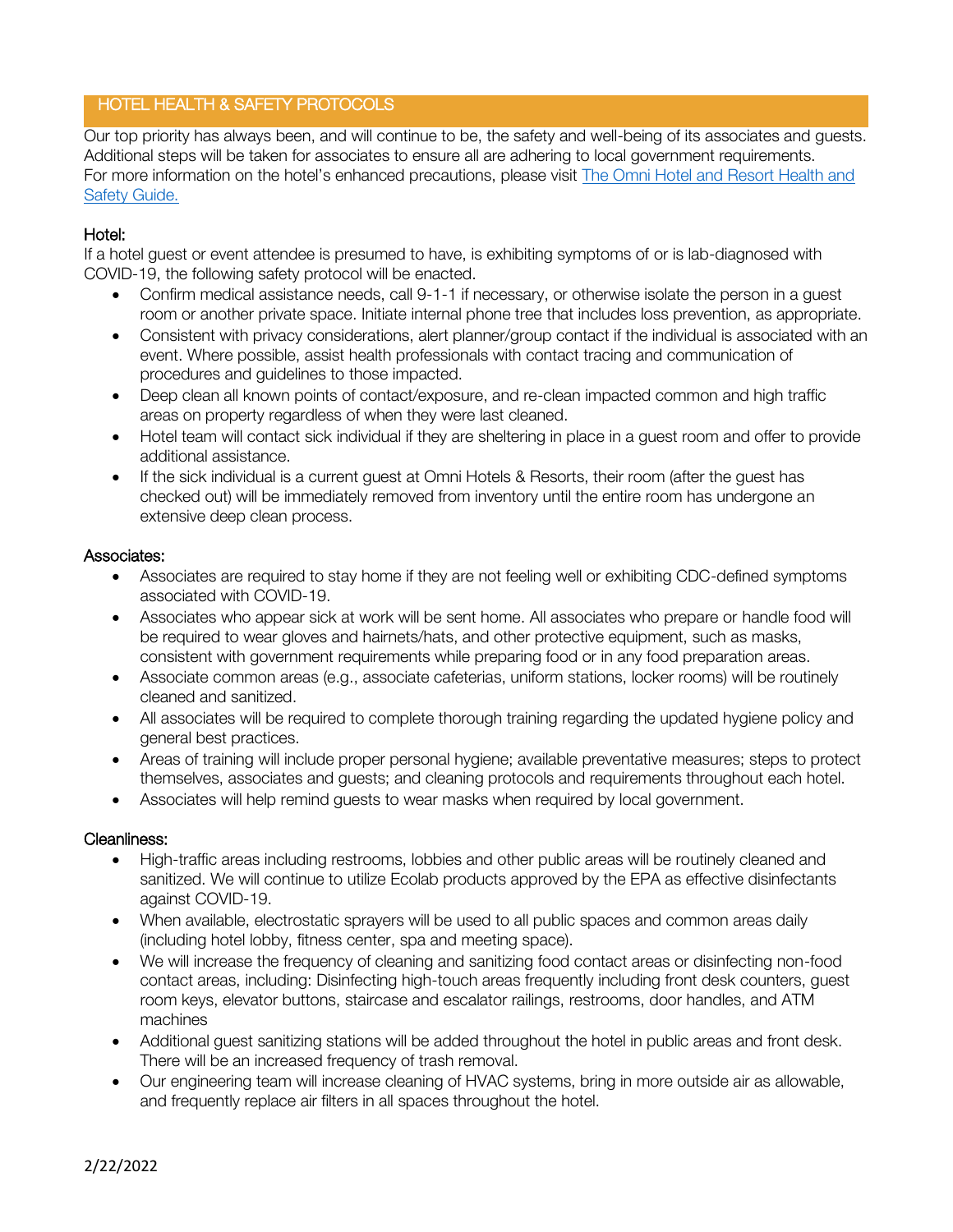## HOTEL HEALTH & SAFETY PROTOCOLS

Our top priority has always been, and will continue to be, the safety and well-being of its associates and guests. Additional steps will be taken for associates to ensure all are adhering to local government requirements. For more information on the hotel's enhanced precautions, please visit [The Omni Hotel and Resort Health and Safety Guide.]()

### Hotel:

If a hotel guest or event attendee is presumed to have, is exhibiting symptoms of or is lab-diagnosed with COVID-19, the following safety protocol will be enacted.

- Confirm medical assistance needs, call 9-1-1 if necessary, or otherwise isolate the person in a guest room or another private space. Initiate internal phone tree that includes loss prevention, as appropriate.
- Consistent with privacy considerations, alert planner/group contact if the individual is associated with an event. Where possible, assist health professionals with contact tracing and communication of procedures and guidelines to those impacted.
- Deep clean all known points of contact/exposure, and re-clean impacted common and high traffic areas on property regardless of when they were last cleaned.
- Hotel team will contact sick individual if they are sheltering in place in a guest room and offer to provide additional assistance.
- If the sick individual is a current guest at Omni Hotels & Resorts, their room (after the guest has checked out) will be immediately removed from inventory until the entire room has undergone an extensive deep clean process.

### Associates:

- Associates are required to stay home if they are not feeling well or exhibiting CDC-defined symptoms associated with COVID-19.
- Associates who appear sick at work will be sent home. All associates who prepare or handle food will be required to wear gloves and hairnets/hats, and other protective equipment, such as masks, consistent with government requirements while preparing food or in any food preparation areas.
- Associate common areas (e.g., associate cafeterias, uniform stations, locker rooms) will be routinely cleaned and sanitized.
- All associates will be required to complete thorough training regarding the updated hygiene policy and general best practices.
- Areas of training will include proper personal hygiene; available preventative measures; steps to protect themselves, associates and guests; and cleaning protocols and requirements throughout each hotel.
- Associates will help remind guests to wear masks when required by local government.

### Cleanliness:

- High-traffic areas including restrooms, lobbies and other public areas will be routinely cleaned and sanitized. We will continue to utilize Ecolab products approved by the EPA as effective disinfectants against COVID-19.
- When available, electrostatic sprayers will be used to all public spaces and common areas daily (including hotel lobby, fitness center, spa and meeting space).
- We will increase the frequency of cleaning and sanitizing food contact areas or disinfecting non-food contact areas, including: Disinfecting high-touch areas frequently including front desk counters, guest room keys, elevator buttons, staircase and escalator railings, restrooms, door handles, and ATM machines
- Additional guest sanitizing stations will be added throughout the hotel in public areas and front desk. There will be an increased frequency of trash removal.
- Our engineering team will increase cleaning of HVAC systems, bring in more outside air as allowable, and frequently replace air filters in all spaces throughout the hotel.

2/22/2022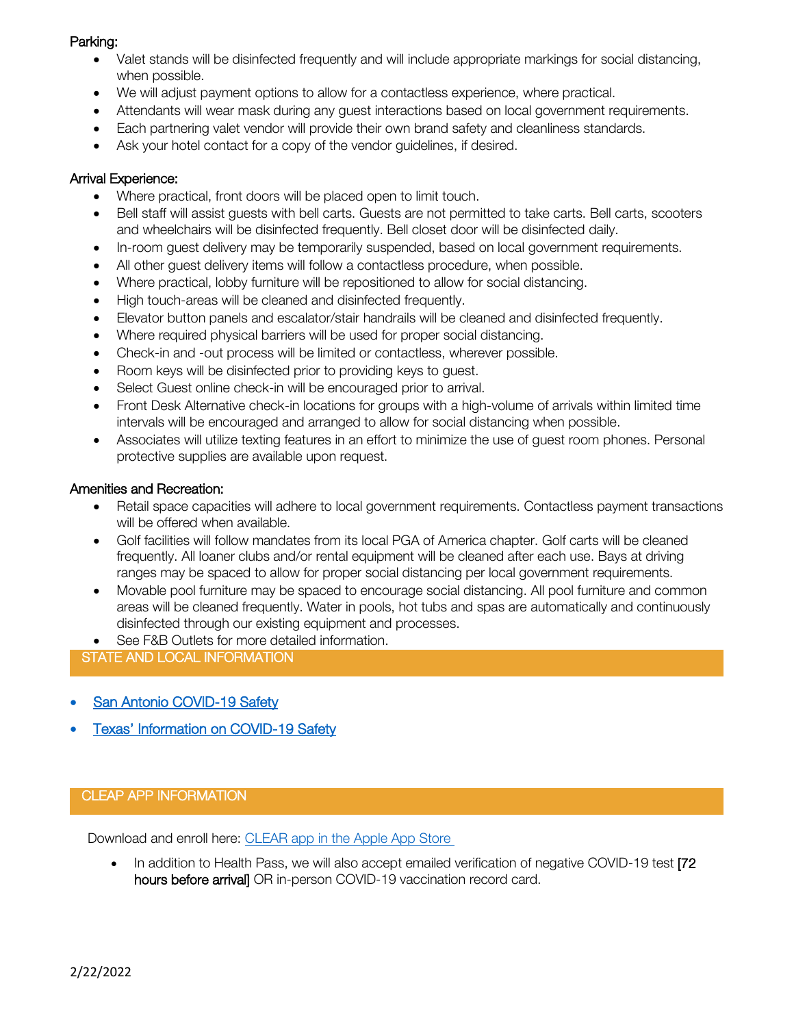Parking:

- Valet stands will be disinfected frequently and will include appropriate markings for social distancing, when possible.
- We will adjust payment options to allow for a contactless experience, where practical.
- Attendants will wear mask during any guest interactions based on local government requirements.
- Each partnering valet vendor will provide their own brand safety and cleanliness standards.
- Ask your hotel contact for a copy of the vendor guidelines, if desired.

Arrival Experience:

- Where practical, front doors will be placed open to limit touch.
- Bell staff will assist guests with bell carts. Guests are not permitted to take carts. Bell carts, scooters and wheelchairs will be disinfected frequently. Bell closet door will be disinfected daily.
- In-room guest delivery may be temporarily suspended, based on local government requirements.
- All other guest delivery items will follow a contactless procedure, when possible.
- Where practical, lobby furniture will be repositioned to allow for social distancing.
- High touch-areas will be cleaned and disinfected frequently.
- Elevator button panels and escalator/stair handrails will be cleaned and disinfected frequently.
- Where required physical barriers will be used for proper social distancing.
- Check-in and -out process will be limited or contactless, wherever possible.
- Room keys will be disinfected prior to providing keys to guest.
- Select Guest online check-in will be encouraged prior to arrival.
- Front Desk Alternative check-in locations for groups with a high-volume of arrivals within limited time intervals will be encouraged and arranged to allow for social distancing when possible.
- Associates will utilize texting features in an effort to minimize the use of guest room phones. Personal protective supplies are available upon request.

Amenities and Recreation:

- Retail space capacities will adhere to local government requirements. Contactless payment transactions will be offered when available.
- Golf facilities will follow mandates from its local PGA of America chapter. Golf carts will be cleaned frequently. All loaner clubs and/or rental equipment will be cleaned after each use. Bays at driving ranges may be spaced to allow for proper social distancing per local government requirements.
- Movable pool furniture may be spaced to encourage social distancing. All pool furniture and common areas will be cleaned frequently. Water in pools, hot tubs and spas are automatically and continuously disinfected through our existing equipment and processes.
- See F&B Outlets for more detailed information.

## STATE AND LOCAL INFORMATION

- San Antonio COVID-19 Safety
- Texas' Information on COVID-19 Safety

## CLEAP APP INFORMATION

Download and enroll here: CLEAR app in the Apple App Store

- In addition to Health Pass, we will also accept emailed verification of negative COVID-19 test [72 hours before arrival] OR in-person COVID-19 vaccination record card.

2/22/2022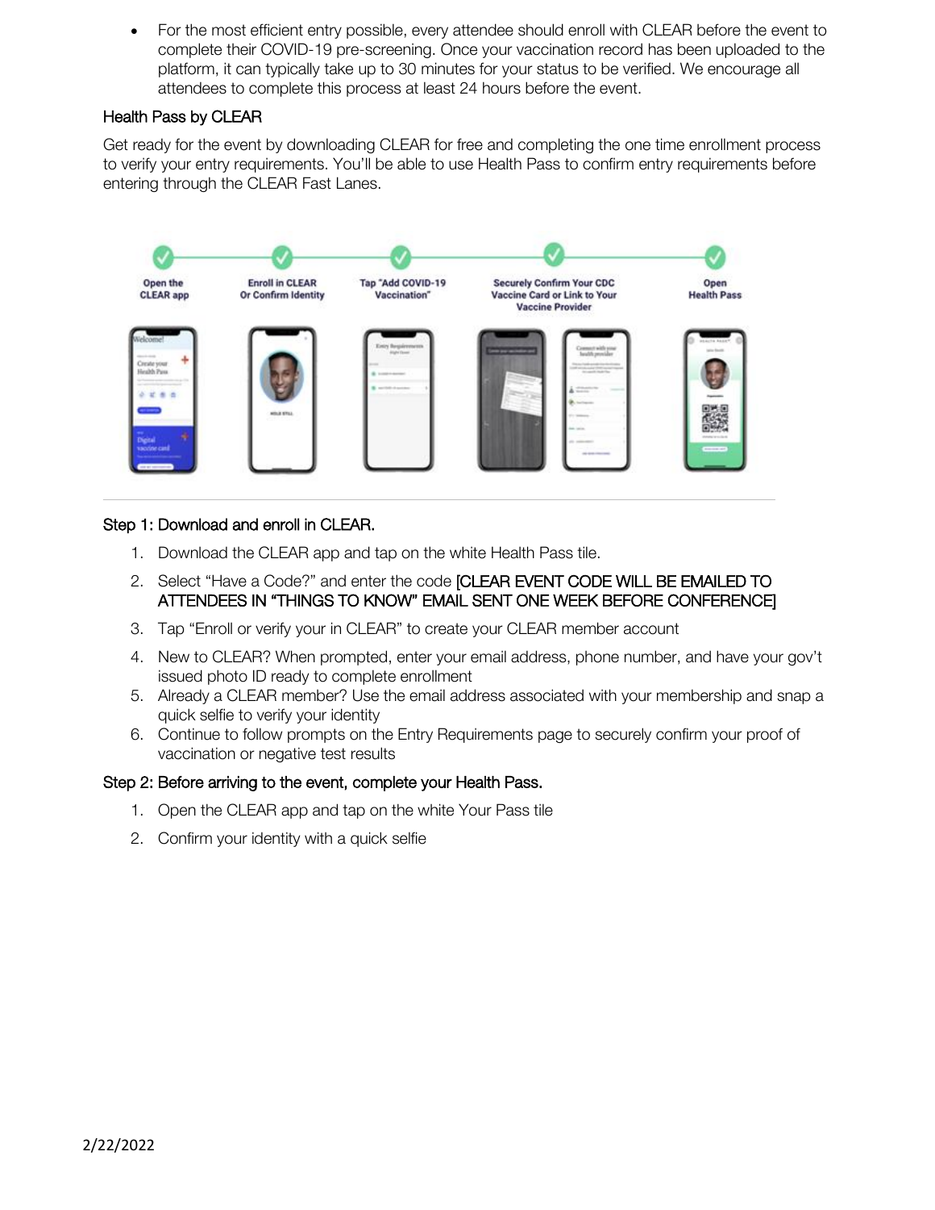- For the most efficient entry possible, every attendee should enroll with CLEAR before the event to complete their COVID-19 pre-screening. Once your vaccination record has been uploaded to the platform, it can typically take up to 30 minutes for your status to be verified. We encourage all attendees to complete this process at least 24 hours before the event.

## Health Pass by CLEAR

Get ready for the event by downloading CLEAR for free and completing the one time enrollment process to verify your entry requirements. You'll be able to use Health Pass to confirm entry requirements before entering through the CLEAR Fast Lanes.

Open the CLEAR app — Enroll in CLEAR Or Confirm Identity — Tap "Add COVID-19 Vaccination" — Securely Confirm Your CDC Vaccine Card or Link to Your Vaccine Provider — Open Health Pass

---

### Step 1: Download and enroll in CLEAR.

1. Download the CLEAR app and tap on the white Health Pass tile.
2. Select "Have a Code?" and enter the code [CLEAR EVENT CODE WILL BE EMAILED TO ATTENDEES IN "THINGS TO KNOW" EMAIL SENT ONE WEEK BEFORE CONFERENCE]
3. Tap "Enroll or verify your in CLEAR" to create your CLEAR member account
4. New to CLEAR? When prompted, enter your email address, phone number, and have your gov't issued photo ID ready to complete enrollment
5. Already a CLEAR member? Use the email address associated with your membership and snap a quick selfie to verify your identity
6. Continue to follow prompts on the Entry Requirements page to securely confirm your proof of vaccination or negative test results

### Step 2: Before arriving to the event, complete your Health Pass.

1. Open the CLEAR app and tap on the white Your Pass tile
2. Confirm your identity with a quick selfie

2/22/2022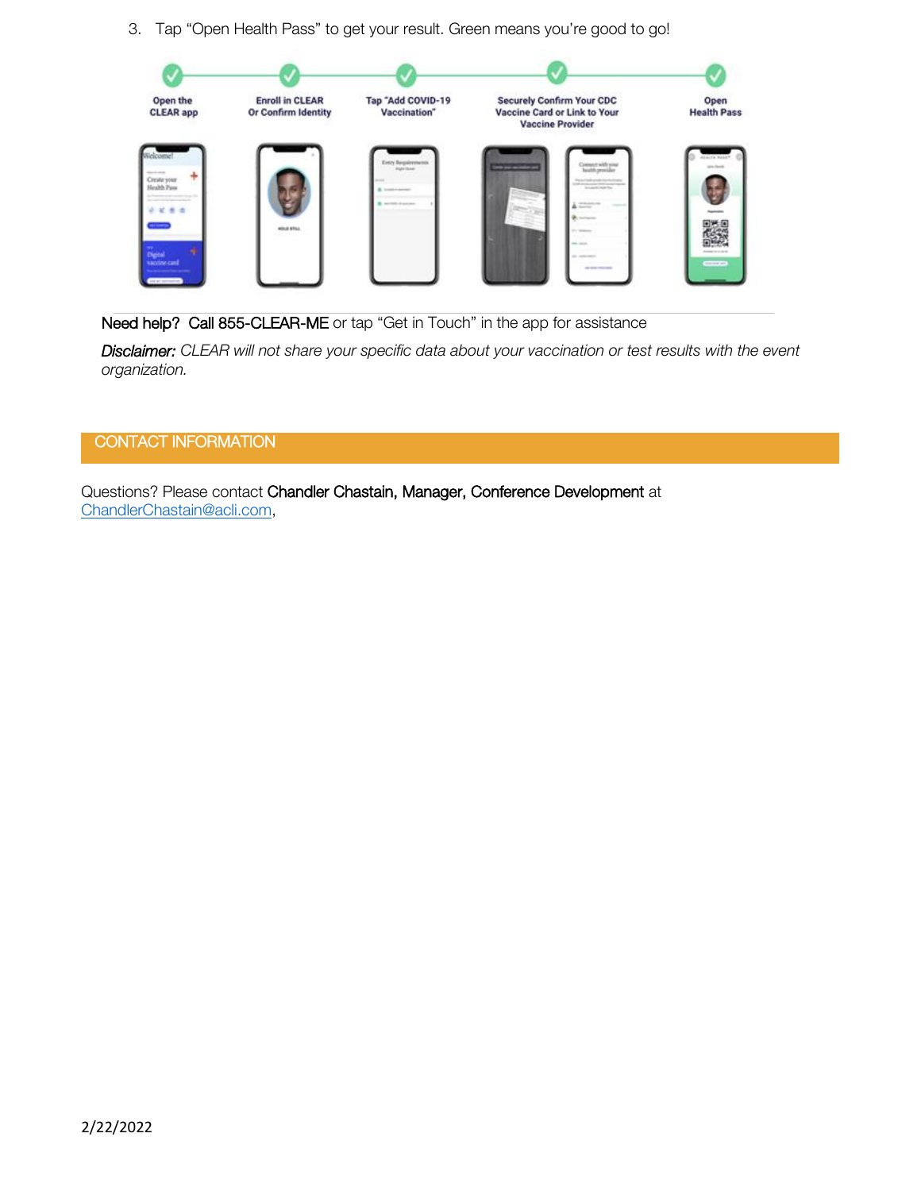3. Tap "Open Health Pass" to get your result. Green means you're good to go!

Open the CLEAR app

Enroll in CLEAR Or Confirm Identity

Tap "Add COVID-19 Vaccination"

Securely Confirm Your CDC Vaccine Card or Link to Your Vaccine Provider

Open Health Pass

**Need help? Call 855-CLEAR-ME** or tap "Get in Touch" in the app for assistance

***Disclaimer:*** *CLEAR will not share your specific data about your vaccination or test results with the event organization.*

## CONTACT INFORMATION

Questions? Please contact **Chandler Chastain, Manager, Conference Development** at [ChandlerChastain@acli.com](mailto:ChandlerChastain@acli.com),

2/22/2022